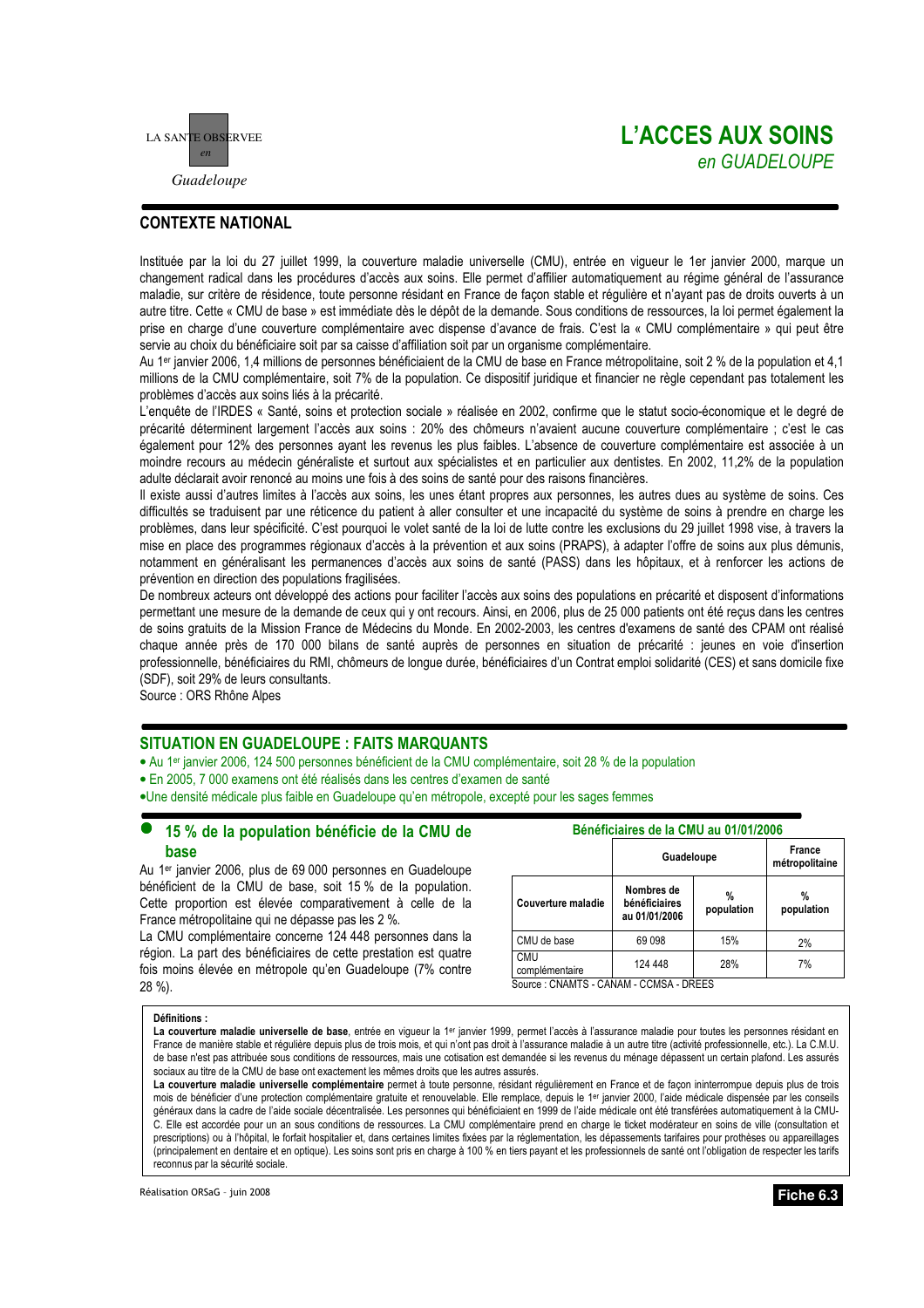LA SANTE OBSERVEE *en* *Guadeloupe*

# L'ACCES AUX SOINS
*en GUADELOUPE*

## CONTEXTE NATIONAL

Instituée par la loi du 27 juillet 1999, la couverture maladie universelle (CMU), entrée en vigueur le 1er janvier 2000, marque un changement radical dans les procédures d'accès aux soins. Elle permet d'affilier automatiquement au régime général de l'assurance maladie, sur critère de résidence, toute personne résidant en France de façon stable et régulière et n'ayant pas de droits ouverts à un autre titre. Cette « CMU de base » est immédiate dès le dépôt de la demande. Sous conditions de ressources, la loi permet également la prise en charge d'une couverture complémentaire avec dispense d'avance de frais. C'est la « CMU complémentaire » qui peut être servie au choix du bénéficiaire soit par sa caisse d'affiliation soit par un organisme complémentaire.

Au 1er janvier 2006, 1,4 millions de personnes bénéficiaient de la CMU de base en France métropolitaine, soit 2 % de la population et 4,1 millions de la CMU complémentaire, soit 7% de la population. Ce dispositif juridique et financier ne règle cependant pas totalement les problèmes d'accès aux soins liés à la précarité.

L'enquête de l'IRDES « Santé, soins et protection sociale » réalisée en 2002, confirme que le statut socio-économique et le degré de précarité déterminent largement l'accès aux soins : 20% des chômeurs n'avaient aucune couverture complémentaire ; c'est le cas également pour 12% des personnes ayant les revenus les plus faibles. L'absence de couverture complémentaire est associée à un moindre recours au médecin généraliste et surtout aux spécialistes et en particulier aux dentistes. En 2002, 11,2% de la population adulte déclarait avoir renoncé au moins une fois à des soins de santé pour des raisons financières.

Il existe aussi d'autres limites à l'accès aux soins, les unes étant propres aux personnes, les autres dues au système de soins. Ces difficultés se traduisent par une réticence du patient à aller consulter et une incapacité du système de soins à prendre en charge les problèmes, dans leur spécificité. C'est pourquoi le volet santé de la loi de lutte contre les exclusions du 29 juillet 1998 vise, à travers la mise en place des programmes régionaux d'accès à la prévention et aux soins (PRAPS), à adapter l'offre de soins aux plus démunis, notamment en généralisant les permanences d'accès aux soins de santé (PASS) dans les hôpitaux, et à renforcer les actions de prévention en direction des populations fragilisées.

De nombreux acteurs ont développé des actions pour faciliter l'accès aux soins des populations en précarité et disposent d'informations permettant une mesure de la demande de ceux qui y ont recours. Ainsi, en 2006, plus de 25 000 patients ont été reçus dans les centres de soins gratuits de la Mission France de Médecins du Monde. En 2002-2003, les centres d'examens de santé des CPAM ont réalisé chaque année près de 170 000 bilans de santé auprès de personnes en situation de précarité : jeunes en voie d'insertion professionnelle, bénéficiaires du RMI, chômeurs de longue durée, bénéficiaires d'un Contrat emploi solidarité (CES) et sans domicile fixe (SDF), soit 29% de leurs consultants.

Source : ORS Rhône Alpes

## SITUATION EN GUADELOUPE : FAITS MARQUANTS

- Au 1er janvier 2006, 124 500 personnes bénéficient de la CMU complémentaire, soit 28 % de la population
- En 2005, 7 000 examens ont été réalisés dans les centres d'examen de santé
- Une densité médicale plus faible en Guadeloupe qu'en métropole, excepté pour les sages femmes

### 15 % de la population bénéficie de la CMU de base

Au 1er janvier 2006, plus de 69 000 personnes en Guadeloupe bénéficient de la CMU de base, soit 15 % de la population. Cette proportion est élevée comparativement à celle de la France métropolitaine qui ne dépasse pas les 2 %.

La CMU complémentaire concerne 124 448 personnes dans la région. La part des bénéficiaires de cette prestation est quatre fois moins élevée en métropole qu'en Guadeloupe (7% contre 28 %).

**Bénéficiaires de la CMU au 01/01/2006**

| | Guadeloupe | | France métropolitaine |
|---|---|---|---|
| Couverture maladie | Nombres de bénéficiaires au 01/01/2006 | % population | % population |
| CMU de base | 69 098 | 15% | 2% |
| CMU complémentaire | 124 448 | 28% | 7% |

Source : CNAMTS - CANAM - CCMSA - DREES

**Définitions :**

**La couverture maladie universelle de base**, entrée en vigueur le 1er janvier 1999, permet l'accès à l'assurance maladie pour toutes les personnes résidant en France de manière stable et régulière depuis plus de trois mois, et qui n'ont pas droit à l'assurance maladie à un autre titre (activité professionnelle, etc.). La C.M.U. de base n'est pas attribuée sous conditions de ressources, mais une cotisation est demandée si les revenus du ménage dépassent un certain plafond. Les assurés sociaux au titre de la CMU de base ont exactement les mêmes droits que les autres assurés.

**La couverture maladie universelle complémentaire** permet à toute personne, résidant régulièrement en France et de façon ininterrompue depuis plus de trois mois de bénéficier d'une protection complémentaire gratuite et renouvelable. Elle remplace, depuis le 1er janvier 2000, l'aide médicale dispensée par les conseils généraux dans la cadre de l'aide sociale décentralisée. Les personnes qui bénéficiaient en 1999 de l'aide médicale ont été transférées automatiquement à la CMU-C. Elle est accordée pour un an sous conditions de ressources. La CMU complémentaire prend en charge le ticket modérateur en soins de ville (consultation et prescriptions) ou à l'hôpital, le forfait hospitalier et, dans certaines limites fixées par la réglementation, les dépassements tarifaires pour prothèses ou appareillages (principalement en dentaire et en optique). Les soins sont pris en charge à 100 % en tiers payant et les professionnels de santé ont l'obligation de respecter les tarifs reconnus par la sécurité sociale.

Réalisation ORSaG – juin 2008

**Fiche 6.3**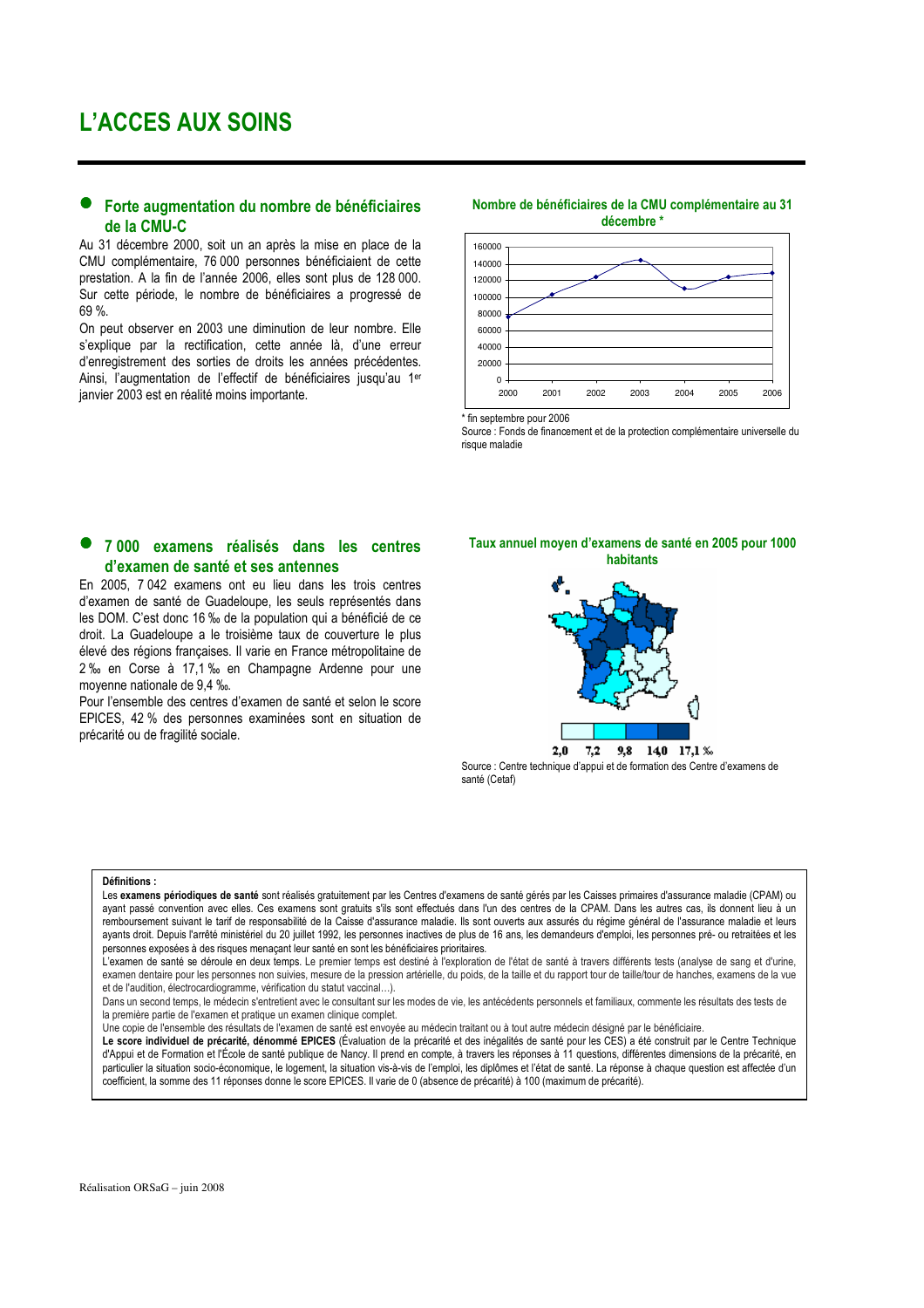# L'ACCES AUX SOINS

## Forte augmentation du nombre de bénéficiaires de la CMU-C

Au 31 décembre 2000, soit un an après la mise en place de la CMU complémentaire, 76 000 personnes bénéficiaient de cette prestation. A la fin de l'année 2006, elles sont plus de 128 000. Sur cette période, le nombre de bénéficiaires a progressé de 69 %.

On peut observer en 2003 une diminution de leur nombre. Elle s'explique par la rectification, cette année là, d'une erreur d'enregistrement des sorties de droits les années précédentes. Ainsi, l'augmentation de l'effectif de bénéficiaires jusqu'au 1er janvier 2003 est en réalité moins importante.

**Nombre de bénéficiaires de la CMU complémentaire au 31 décembre \***

\* fin septembre pour 2006

Source : Fonds de financement et de la protection complémentaire universelle du risque maladie

## 7 000 examens réalisés dans les centres d'examen de santé et ses antennes

En 2005, 7 042 examens ont eu lieu dans les trois centres d'examen de santé de Guadeloupe, les seuls représentés dans les DOM. C'est donc 16 ‰ de la population qui a bénéficié de ce droit. La Guadeloupe a le troisième taux de couverture le plus élevé des régions françaises. Il varie en France métropolitaine de 2 ‰ en Corse à 17,1 ‰ en Champagne Ardenne pour une moyenne nationale de 9,4 ‰.

Pour l'ensemble des centres d'examen de santé et selon le score EPICES, 42 % des personnes examinées sont en situation de précarité ou de fragilité sociale.

**Taux annuel moyen d'examens de santé en 2005 pour 1000 habitants**

Source : Centre technique d'appui et de formation des Centre d'examens de santé (Cetaf)

---

**Définitions :**

Les **examens périodiques de santé** sont réalisés gratuitement par les Centres d'examens de santé gérés par les Caisses primaires d'assurance maladie (CPAM) ou ayant passé convention avec elles. Ces examens sont gratuits s'ils sont effectués dans l'un des centres de la CPAM. Dans les autres cas, ils donnent lieu à un remboursement suivant le tarif de responsabilité de la Caisse d'assurance maladie. Ils sont ouverts aux assurés du régime général de l'assurance maladie et leurs ayants droit. Depuis l'arrêté ministériel du 20 juillet 1992, les personnes inactives de plus de 16 ans, les demandeurs d'emploi, les personnes pré- ou retraitées et les personnes exposées à des risques menaçant leur santé en sont les bénéficiaires prioritaires.

L'examen de santé se déroule en deux temps. Le premier temps est destiné à l'exploration de l'état de santé à travers différents tests (analyse de sang et d'urine, examen dentaire pour les personnes non suivies, mesure de la pression artérielle, du poids, de la taille et du rapport tour de taille/tour de hanches, examens de la vue et de l'audition, électrocardiogramme, vérification du statut vaccinal…).

Dans un second temps, le médecin s'entretient avec le consultant sur les modes de vie, les antécédents personnels et familiaux, commente les résultats des tests de la première partie de l'examen et pratique un examen clinique complet.

Une copie de l'ensemble des résultats de l'examen de santé est envoyée au médecin traitant ou à tout autre médecin désigné par le bénéficiaire.

**Le score individuel de précarité, dénommé EPICES** (Évaluation de la précarité et des inégalités de santé pour les CES) a été construit par le Centre Technique d'Appui et de Formation et l'École de santé publique de Nancy. Il prend en compte, à travers les réponses à 11 questions, différentes dimensions de la précarité, en particulier la situation socio-économique, le logement, la situation vis-à-vis de l'emploi, les diplômes et l'état de santé. La réponse à chaque question est affectée d'un coefficient, la somme des 11 réponses donne le score EPICES. Il varie de 0 (absence de précarité) à 100 (maximum de précarité).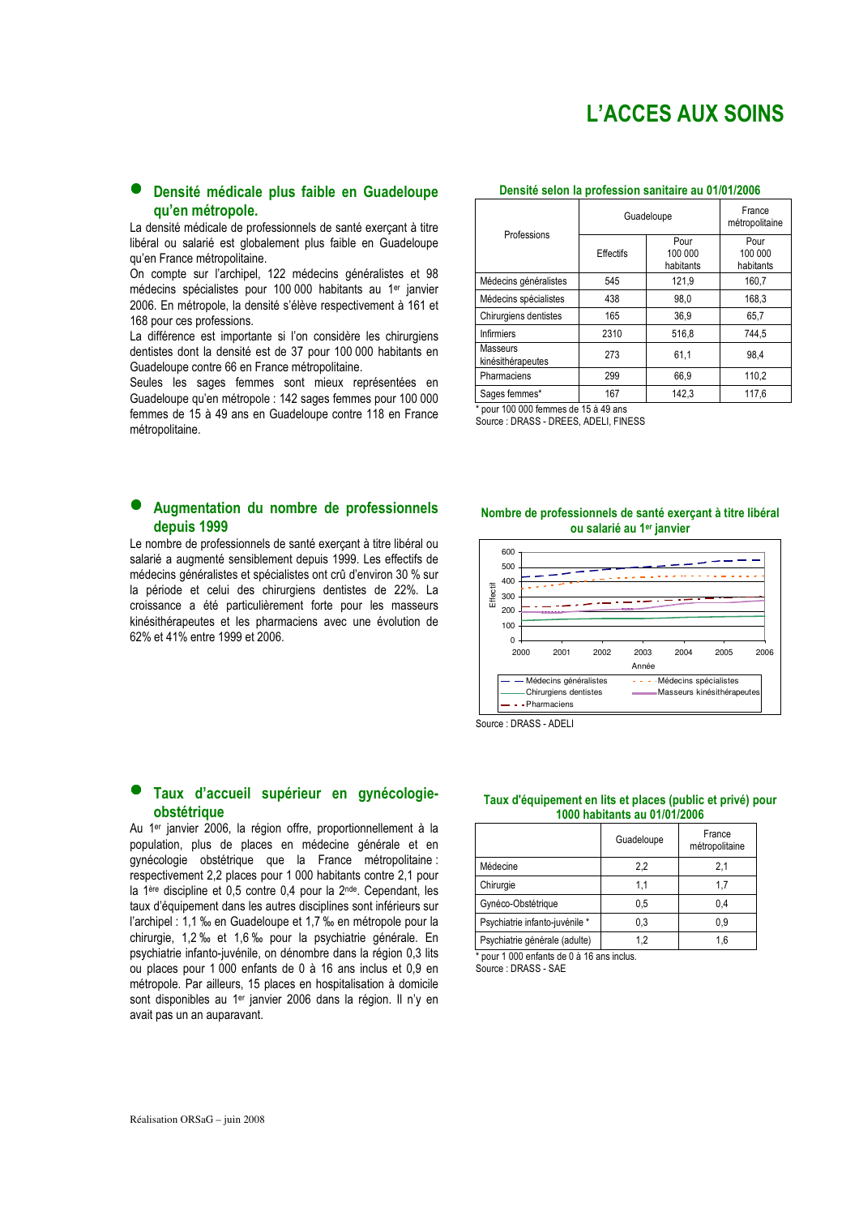# L'ACCES AUX SOINS

## Densité médicale plus faible en Guadeloupe qu'en métropole.

La densité médicale de professionnels de santé exerçant à titre libéral ou salarié est globalement plus faible en Guadeloupe qu'en France métropolitaine.

On compte sur l'archipel, 122 médecins généralistes et 98 médecins spécialistes pour 100 000 habitants au 1er janvier 2006. En métropole, la densité s'élève respectivement à 161 et 168 pour ces professions.

La différence est importante si l'on considère les chirurgiens dentistes dont la densité est de 37 pour 100 000 habitants en Guadeloupe contre 66 en France métropolitaine.

Seules les sages femmes sont mieux représentées en Guadeloupe qu'en métropole : 142 sages femmes pour 100 000 femmes de 15 à 49 ans en Guadeloupe contre 118 en France métropolitaine.

**Densité selon la profession sanitaire au 01/01/2006**

| Professions | Guadeloupe | | France métropolitaine |
|---|---|---|---|
| | Effectifs | Pour 100 000 habitants | Pour 100 000 habitants |
| Médecins généralistes | 545 | 121,9 | 160,7 |
| Médecins spécialistes | 438 | 98,0 | 168,3 |
| Chirurgiens dentistes | 165 | 36,9 | 65,7 |
| Infirmiers | 2310 | 516,8 | 744,5 |
| Masseurs kinésithérapeutes | 273 | 61,1 | 98,4 |
| Pharmaciens | 299 | 66,9 | 110,2 |
| Sages femmes* | 167 | 142,3 | 117,6 |

\* pour 100 000 femmes de 15 à 49 ans
Source : DRASS - DREES, ADELI, FINESS

## Augmentation du nombre de professionnels depuis 1999

Le nombre de professionnels de santé exerçant à titre libéral ou salarié a augmenté sensiblement depuis 1999. Les effectifs de médecins généralistes et spécialistes ont crû d'environ 30 % sur la période et celui des chirurgiens dentistes de 22%. La croissance a été particulièrement forte pour les masseurs kinésithérapeutes et les pharmaciens avec une évolution de 62% et 41% entre 1999 et 2006.

**Nombre de professionnels de santé exerçant à titre libéral ou salarié au 1er janvier**

Source : DRASS - ADELI

## Taux d'accueil supérieur en gynécologie-obstétrique

Au 1er janvier 2006, la région offre, proportionnellement à la population, plus de places en médecine générale et en gynécologie obstétrique que la France métropolitaine : respectivement 2,2 places pour 1 000 habitants contre 2,1 pour la 1ère discipline et 0,5 contre 0,4 pour la 2nde. Cependant, les taux d'équipement dans les autres disciplines sont inférieurs sur l'archipel : 1,1 ‰ en Guadeloupe et 1,7 ‰ en métropole pour la chirurgie, 1,2 ‰ et 1,6 ‰ pour la psychiatrie générale. En psychiatrie infanto-juvénile, on dénombre dans la région 0,3 lits ou places pour 1 000 enfants de 0 à 16 ans inclus et 0,9 en métropole. Par ailleurs, 15 places en hospitalisation à domicile sont disponibles au 1er janvier 2006 dans la région. Il n'y en avait pas un an auparavant.

**Taux d'équipement en lits et places (public et privé) pour 1000 habitants au 01/01/2006**

| | Guadeloupe | France métropolitaine |
|---|---|---|
| Médecine | 2,2 | 2,1 |
| Chirurgie | 1,1 | 1,7 |
| Gynéco-Obstétrique | 0,5 | 0,4 |
| Psychiatrie infanto-juvénile * | 0,3 | 0,9 |
| Psychiatrie générale (adulte) | 1,2 | 1,6 |

\* pour 1 000 enfants de 0 à 16 ans inclus.
Source : DRASS - SAE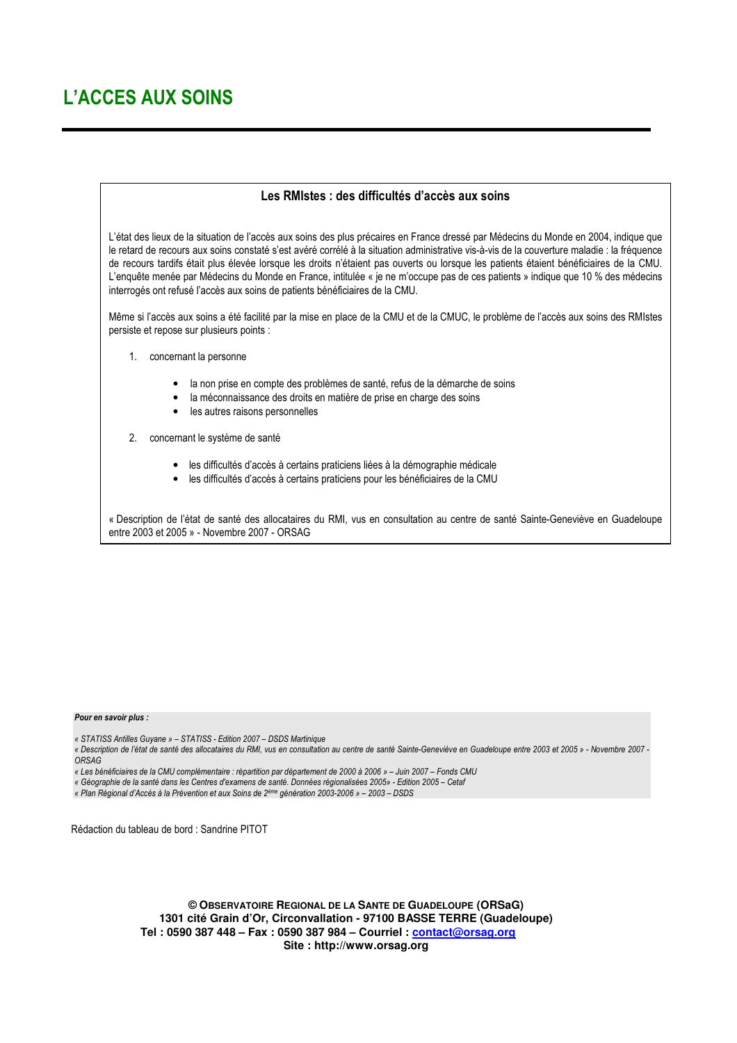# L'ACCES AUX SOINS

### Les RMIstes : des difficultés d'accès aux soins

L'état des lieux de la situation de l'accès aux soins des plus précaires en France dressé par Médecins du Monde en 2004, indique que le retard de recours aux soins constaté s'est avéré corrélé à la situation administrative vis-à-vis de la couverture maladie : la fréquence de recours tardifs était plus élevée lorsque les droits n'étaient pas ouverts ou lorsque les patients étaient bénéficiaires de la CMU. L'enquête menée par Médecins du Monde en France, intitulée « je ne m'occupe pas de ces patients » indique que 10 % des médecins interrogés ont refusé l'accès aux soins de patients bénéficiaires de la CMU.

Même si l'accès aux soins a été facilité par la mise en place de la CMU et de la CMUC, le problème de l'accès aux soins des RMIstes persiste et repose sur plusieurs points :

1. concernant la personne
   - la non prise en compte des problèmes de santé, refus de la démarche de soins
   - la méconnaissance des droits en matière de prise en charge des soins
   - les autres raisons personnelles
2. concernant le système de santé
   - les difficultés d'accès à certains praticiens liées à la démographie médicale
   - les difficultés d'accès à certains praticiens pour les bénéficiaires de la CMU

« Description de l'état de santé des allocataires du RMI, vus en consultation au centre de santé Sainte-Geneviève en Guadeloupe entre 2003 et 2005 » - Novembre 2007 - ORSAG

***Pour en savoir plus :***

*« STATISS Antilles Guyane » – STATISS - Edition 2007 – DSDS Martinique*

*« Description de l'état de santé des allocataires du RMI, vus en consultation au centre de santé Sainte-Geneviève en Guadeloupe entre 2003 et 2005 » - Novembre 2007 - ORSAG*

*« Les bénéficiaires de la CMU complémentaire : répartition par département de 2000 à 2006 » – Juin 2007 – Fonds CMU*

*« Géographie de la santé dans les Centres d'examens de santé. Données régionalisées 2005» - Edition 2005 – Cetaf*

*« Plan Régional d'Accès à la Prévention et aux Soins de 2ème génération 2003-2006 » – 2003 – DSDS*

Rédaction du tableau de bord : Sandrine PITOT

**© OBSERVATOIRE REGIONAL DE LA SANTE DE GUADELOUPE (ORSaG)**
**1301 cité Grain d'Or, Circonvallation - 97100 BASSE TERRE (Guadeloupe)**
**Tel : 0590 387 448 – Fax : 0590 387 984 – Courriel : contact@orsag.org**
**Site : http://www.orsag.org**